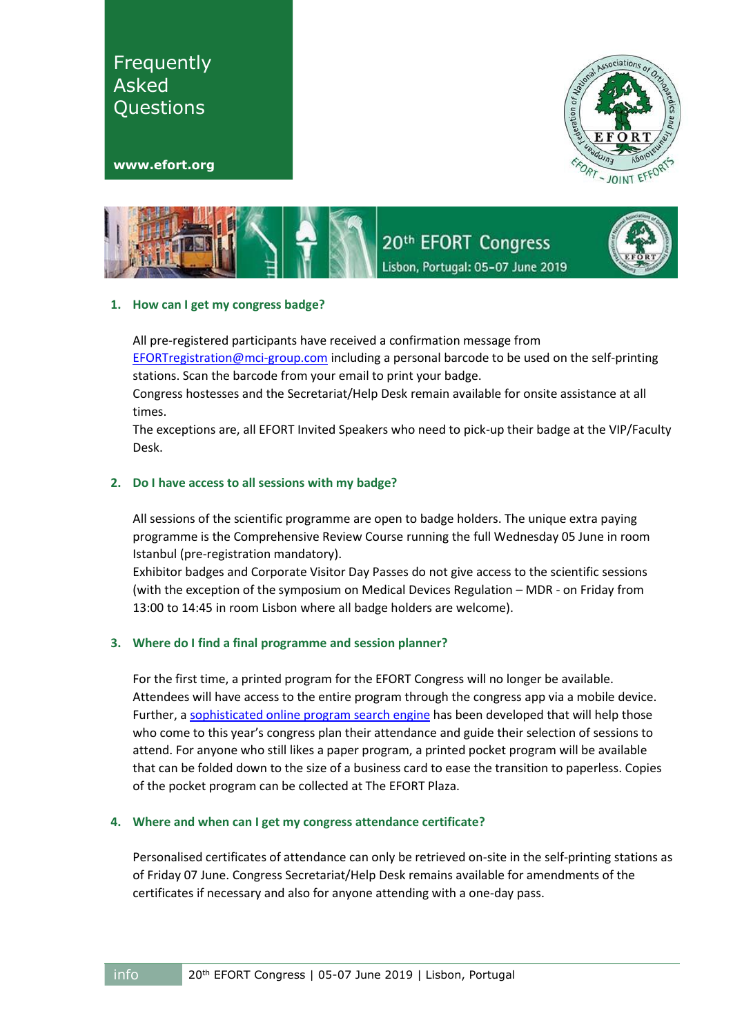# Frequently Asked Questions

**www.efort.org**

## 20th EFORT Congress

Lisbon, Portugal: 05-07 June 2019

### 1. How can I get my congress badge?

All pre-registered participants have received a confirmation message from EFORTregistration@mci-group.com including a personal barcode to be used on the self-printing stations. Scan the barcode from your email to print your badge.
Congress hostesses and the Secretariat/Help Desk remain available for onsite assistance at all times.
The exceptions are, all EFORT Invited Speakers who need to pick-up their badge at the VIP/Faculty Desk.

### 2. Do I have access to all sessions with my badge?

All sessions of the scientific programme are open to badge holders. The unique extra paying programme is the Comprehensive Review Course running the full Wednesday 05 June in room Istanbul (pre-registration mandatory).
Exhibitor badges and Corporate Visitor Day Passes do not give access to the scientific sessions (with the exception of the symposium on Medical Devices Regulation – MDR - on Friday from 13:00 to 14:45 in room Lisbon where all badge holders are welcome).

### 3. Where do I find a final programme and session planner?

For the first time, a printed program for the EFORT Congress will no longer be available. Attendees will have access to the entire program through the congress app via a mobile device. Further, a sophisticated online program search engine has been developed that will help those who come to this year's congress plan their attendance and guide their selection of sessions to attend. For anyone who still likes a paper program, a printed pocket program will be available that can be folded down to the size of a business card to ease the transition to paperless. Copies of the pocket program can be collected at The EFORT Plaza.

### 4. Where and when can I get my congress attendance certificate?

Personalised certificates of attendance can only be retrieved on-site in the self-printing stations as of Friday 07 June. Congress Secretariat/Help Desk remains available for amendments of the certificates if necessary and also for anyone attending with a one-day pass.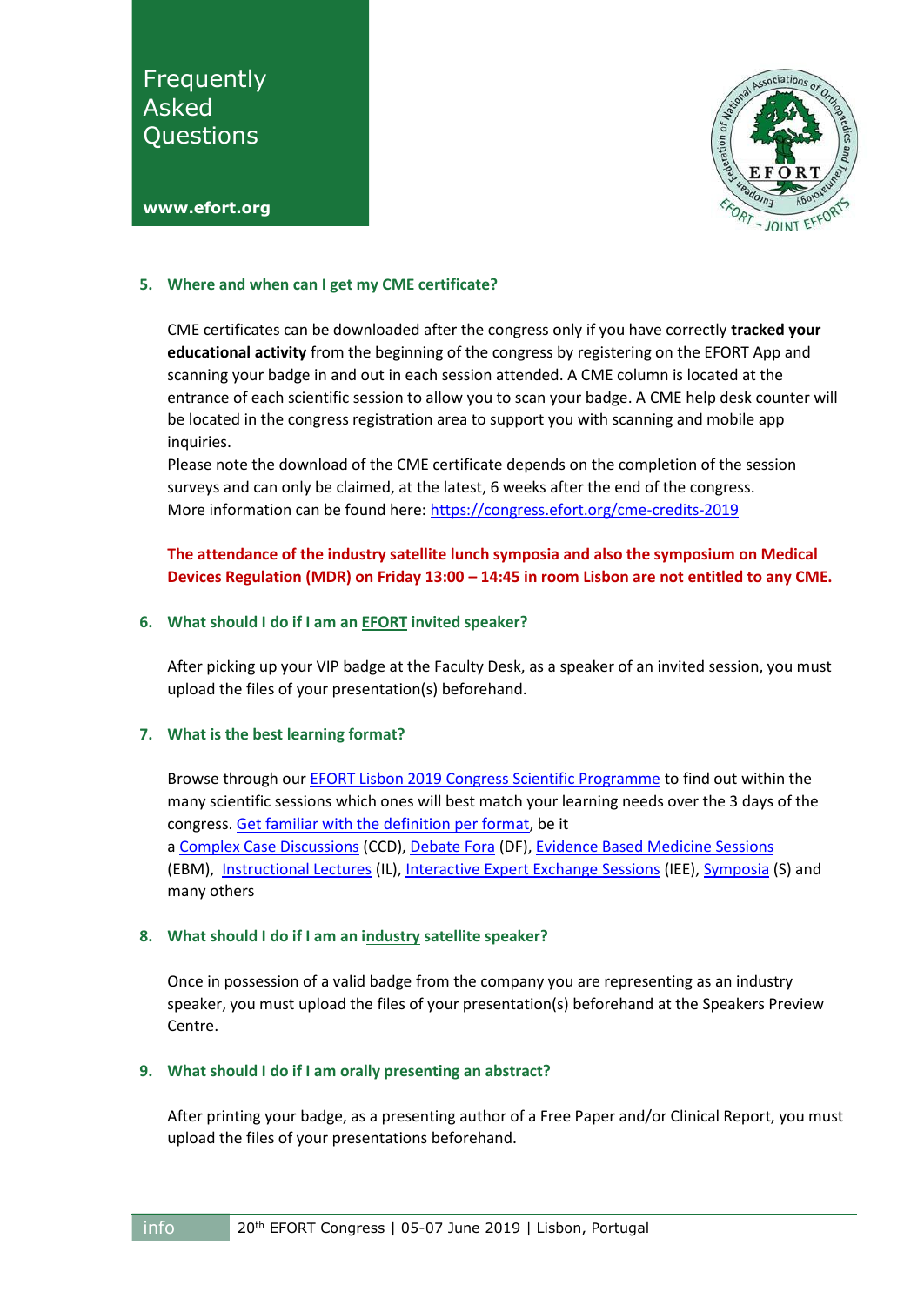5. **Where and when can I get my CME certificate?**

   CME certificates can be downloaded after the congress only if you have correctly **tracked your educational activity** from the beginning of the congress by registering on the EFORT App and scanning your badge in and out in each session attended. A CME column is located at the entrance of each scientific session to allow you to scan your badge. A CME help desk counter will be located in the congress registration area to support you with scanning and mobile app inquiries.
   Please note the download of the CME certificate depends on the completion of the session surveys and can only be claimed, at the latest, 6 weeks after the end of the congress.
   More information can be found here: [https://congress.efort.org/cme-credits-2019](https://congress.efort.org/cme-credits-2019)

   **The attendance of the industry satellite lunch symposia and also the symposium on Medical Devices Regulation (MDR) on Friday 13:00 – 14:45 in room Lisbon are not entitled to any CME.**

6. **What should I do if I am an EFORT invited speaker?**

   After picking up your VIP badge at the Faculty Desk, as a speaker of an invited session, you must upload the files of your presentation(s) beforehand.

7. **What is the best learning format?**

   Browse through our EFORT Lisbon 2019 Congress Scientific Programme to find out within the many scientific sessions which ones will best match your learning needs over the 3 days of the congress. Get familiar with the definition per format, be it a Complex Case Discussions (CCD), Debate Fora (DF), Evidence Based Medicine Sessions (EBM), Instructional Lectures (IL), Interactive Expert Exchange Sessions (IEE), Symposia (S) and many others

8. **What should I do if I am an industry satellite speaker?**

   Once in possession of a valid badge from the company you are representing as an industry speaker, you must upload the files of your presentation(s) beforehand at the Speakers Preview Centre.

9. **What should I do if I am orally presenting an abstract?**

   After printing your badge, as a presenting author of a Free Paper and/or Clinical Report, you must upload the files of your presentations beforehand.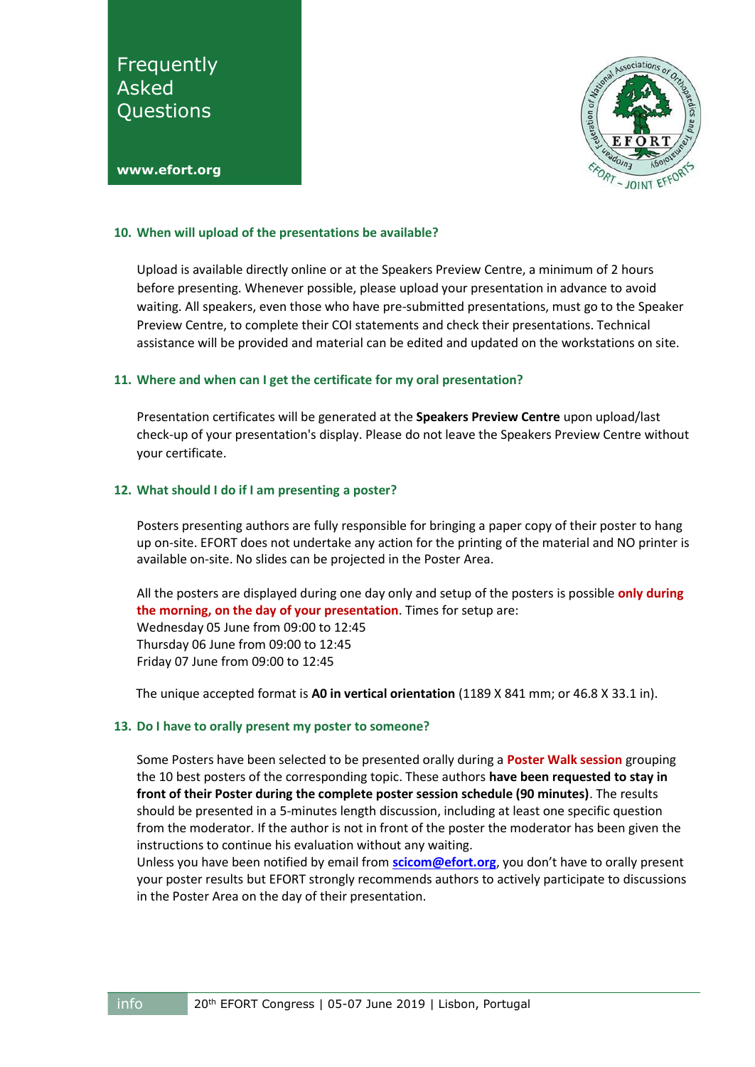# Frequently Asked Questions

**www.efort.org**

### 10. When will upload of the presentations be available?

Upload is available directly online or at the Speakers Preview Centre, a minimum of 2 hours before presenting. Whenever possible, please upload your presentation in advance to avoid waiting. All speakers, even those who have pre-submitted presentations, must go to the Speaker Preview Centre, to complete their COI statements and check their presentations. Technical assistance will be provided and material can be edited and updated on the workstations on site.

### 11. Where and when can I get the certificate for my oral presentation?

Presentation certificates will be generated at the **Speakers Preview Centre** upon upload/last check-up of your presentation's display. Please do not leave the Speakers Preview Centre without your certificate.

### 12. What should I do if I am presenting a poster?

Posters presenting authors are fully responsible for bringing a paper copy of their poster to hang up on-site. EFORT does not undertake any action for the printing of the material and NO printer is available on-site. No slides can be projected in the Poster Area.

All the posters are displayed during one day only and setup of the posters is possible **only during the morning, on the day of your presentation**. Times for setup are:
Wednesday 05 June from 09:00 to 12:45
Thursday 06 June from 09:00 to 12:45
Friday 07 June from 09:00 to 12:45

The unique accepted format is **A0 in vertical orientation** (1189 X 841 mm; or 46.8 X 33.1 in).

### 13. Do I have to orally present my poster to someone?

Some Posters have been selected to be presented orally during a **Poster Walk session** grouping the 10 best posters of the corresponding topic. These authors **have been requested to stay in front of their Poster during the complete poster session schedule (90 minutes)**. The results should be presented in a 5-minutes length discussion, including at least one specific question from the moderator. If the author is not in front of the poster the moderator has been given the instructions to continue his evaluation without any waiting.
Unless you have been notified by email from **scicom@efort.org**, you don't have to orally present your poster results but EFORT strongly recommends authors to actively participate to discussions in the Poster Area on the day of their presentation.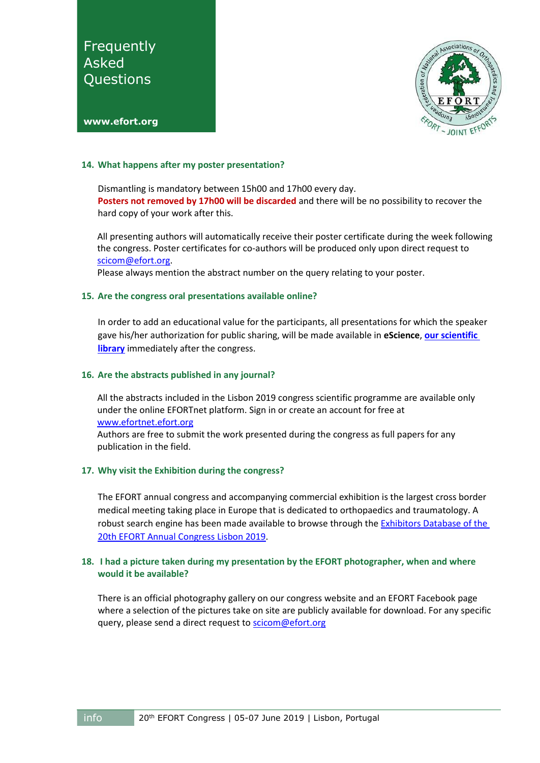## 14. What happens after my poster presentation?

Dismantling is mandatory between 15h00 and 17h00 every day.
**Posters not removed by 17h00 will be discarded** and there will be no possibility to recover the hard copy of your work after this.

All presenting authors will automatically receive their poster certificate during the week following the congress. Poster certificates for co-authors will be produced only upon direct request to scicom@efort.org.
Please always mention the abstract number on the query relating to your poster.

## 15. Are the congress oral presentations available online?

In order to add an educational value for the participants, all presentations for which the speaker gave his/her authorization for public sharing, will be made available in **eScience**, **our scientific library** immediately after the congress.

## 16. Are the abstracts published in any journal?

All the abstracts included in the Lisbon 2019 congress scientific programme are available only under the online EFORTnet platform. Sign in or create an account for free at www.efortnet.efort.org
Authors are free to submit the work presented during the congress as full papers for any publication in the field.

## 17. Why visit the Exhibition during the congress?

The EFORT annual congress and accompanying commercial exhibition is the largest cross border medical meeting taking place in Europe that is dedicated to orthopaedics and traumatology. A robust search engine has been made available to browse through the Exhibitors Database of the 20th EFORT Annual Congress Lisbon 2019.

## 18. I had a picture taken during my presentation by the EFORT photographer, when and where would it be available?

There is an official photography gallery on our congress website and an EFORT Facebook page where a selection of the pictures take on site are publicly available for download. For any specific query, please send a direct request to scicom@efort.org